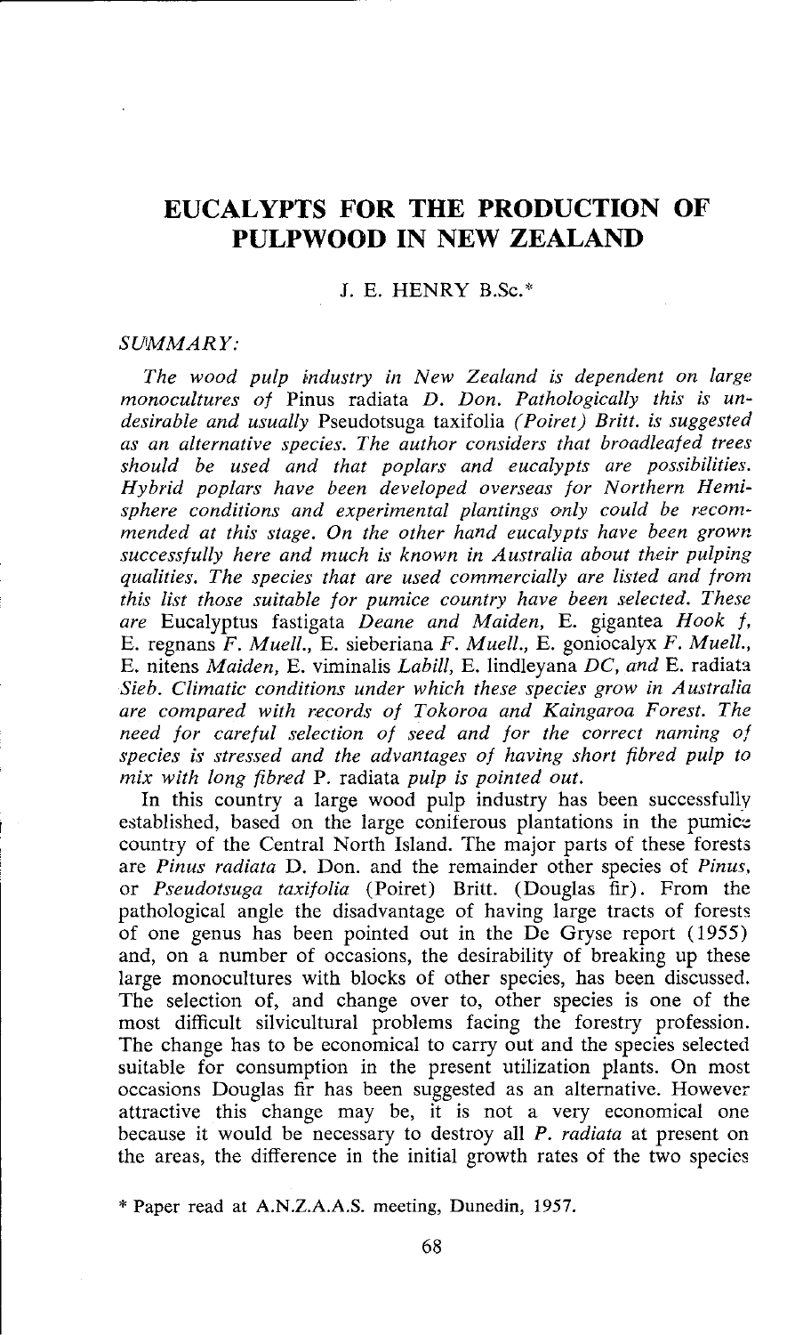# EUCALYPTS FOR THE PRODUCTION OF PULPWOOD IN NEW ZEALAND

J. E. HENRY B.Sc.*

*SUMMARY:*

*The wood pulp industry in New Zealand is dependent on large monocultures of* Pinus radiata *D. Don. Pathologically this is undesirable and usually* Pseudotsuga taxifolia *(Poiret) Britt. is suggested as an alternative species. The author considers that broadleafed trees should be used and that poplars and eucalypts are possibilities. Hybrid poplars have been developed overseas for Northern Hemisphere conditions and experimental plantings only could be recommended at this stage. On the other hand eucalypts have been grown successfully here and much is known in Australia about their pulping qualities. The species that are used commercially are listed and from this list those suitable for pumice country have been selected. These are* Eucalyptus fastigata *Deane and Maiden,* E. gigantea *Hook f,* E. regnans *F. Muell.,* E. sieberiana *F. Muell.,* E. goniocalyx *F. Muell.,* E. nitens *Maiden,* E. viminalis *Labill,* E. lindleyana *DC, and* E. radiata *Sieb. Climatic conditions under which these species grow in Australia are compared with records of Tokoroa and Kaingaroa Forest. The need for careful selection of seed and for the correct naming of species is stressed and the advantages of having short fibred pulp to mix with long fibred* P. radiata *pulp is pointed out.*

In this country a large wood pulp industry has been successfully established, based on the large coniferous plantations in the pumice country of the Central North Island. The major parts of these forests are *Pinus radiata* D. Don. and the remainder other species of *Pinus*, or *Pseudotsuga taxifolia* (Poiret) Britt. (Douglas fir). From the pathological angle the disadvantage of having large tracts of forests of one genus has been pointed out in the De Gryse report (1955) and, on a number of occasions, the desirability of breaking up these large monocultures with blocks of other species, has been discussed. The selection of, and change over to, other species is one of the most difficult silvicultural problems facing the forestry profession. The change has to be economical to carry out and the species selected suitable for consumption in the present utilization plants. On most occasions Douglas fir has been suggested as an alternative. However attractive this change may be, it is not a very economical one because it would be necessary to destroy all *P. radiata* at present on the areas, the difference in the initial growth rates of the two species

\* Paper read at A.N.Z.A.A.S. meeting, Dunedin, 1957.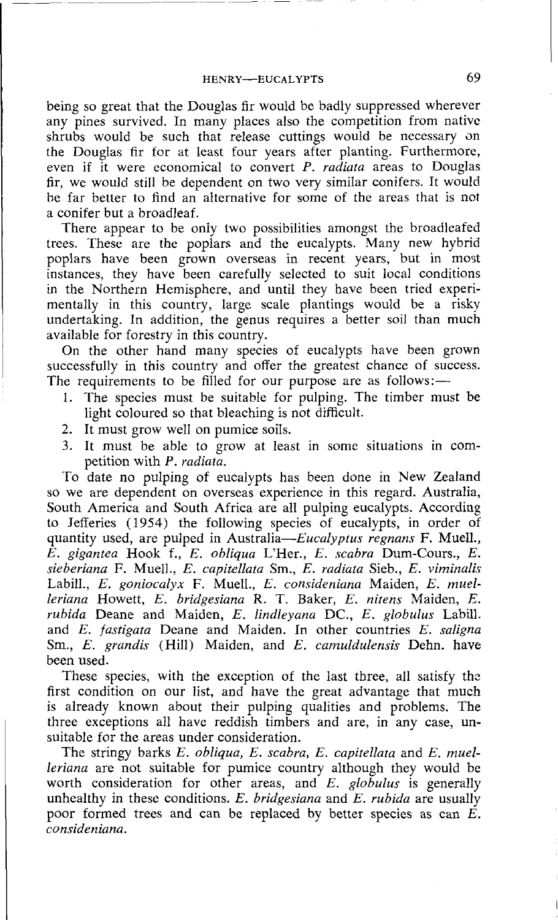being so great that the Douglas fir would be badly suppressed wherever any pines survived. In many places also the competition from native shrubs would be such that release cuttings would be necessary on the Douglas fir for at least four years after planting. Furthermore, even if it were economical to convert *P. radiata* areas to Douglas fir, we would still be dependent on two very similar conifers. It would be far better to find an alternative for some of the areas that is not a conifer but a broadleaf.

There appear to be only two possibilities amongst the broadleafed trees. These are the poplars and the eucalypts. Many new hybrid poplars have been grown overseas in recent years, but in most instances, they have been carefully selected to suit local conditions in the Northern Hemisphere, and until they have been tried experimentally in this country, large scale plantings would be a risky undertaking. In addition, the genus requires a better soil than much available for forestry in this country.

On the other hand many species of eucalypts have been grown successfully in this country and offer the greatest chance of success. The requirements to be filled for our purpose are as follows:—

1. The species must be suitable for pulping. The timber must be light coloured so that bleaching is not difficult.
2. It must grow well on pumice soils.
3. It must be able to grow at least in some situations in competition with *P. radiata*.

To date no pulping of eucalypts has been done in New Zealand so we are dependent on overseas experience in this regard. Australia, South America and South Africa are all pulping eucalypts. According to Jefferies (1954) the following species of eucalypts, in order of quantity used, are pulped in Australia—*Eucalyptus regnans* F. Muell., *E. gigantea* Hook f., *E. obliqua* L'Her., *E. scabra* Dum-Cours., *E. sieberiana* F. Muell., *E. capitellata* Sm., *E. radiata* Sieb., *E. viminalis* Labill., *E. goniocalyx* F. Muell., *E. consideniana* Maiden, *E. muelleriana* Howett, *E. bridgesiana* R. T. Baker, *E. nitens* Maiden, *E. rubida* Deane and Maiden, *E. lindleyana* DC., *E. globulus* Labill. and *E. fastigata* Deane and Maiden. In other countries *E. saligna* Sm., *E. grandis* (Hill) Maiden, and *E. camuldulensis* Dehn. have been used.

These species, with the exception of the last three, all satisfy the first condition on our list, and have the great advantage that much is already known about their pulping qualities and problems. The three exceptions all have reddish timbers and are, in any case, unsuitable for the areas under consideration.

The stringy barks *E. obliqua, E. scabra, E. capitellata* and *E. muelleriana* are not suitable for pumice country although they would be worth consideration for other areas, and *E. globulus* is generally unhealthy in these conditions. *E. bridgesiana* and *E. rubida* are usually poor formed trees and can be replaced by better species as can *E. consideniana*.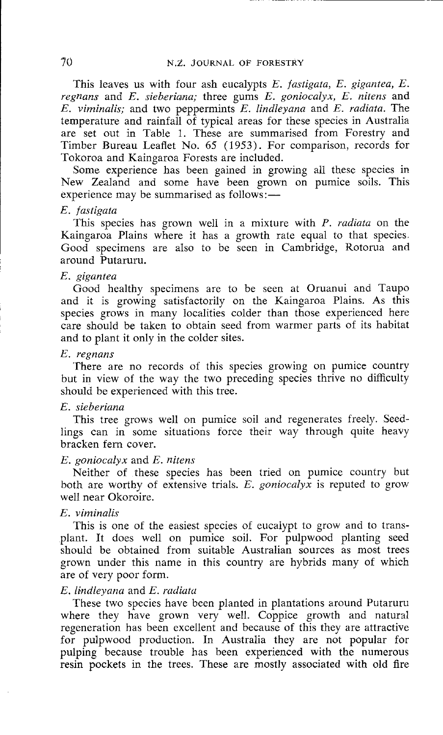This leaves us with four ash eucalypts *E. fastigata*, *E. gigantea*, *E. regnans* and *E. sieberiana;* three gums *E. goniocalyx*, *E. nitens* and *E. viminalis;* and two peppermints *E. lindleyana* and *E. radiata*. The temperature and rainfall of typical areas for these species in Australia are set out in Table 1. These are summarised from Forestry and Timber Bureau Leaflet No. 65 (1953). For comparison, records for Tokoroa and Kaingaroa Forests are included.

Some experience has been gained in growing all these species in New Zealand and some have been grown on pumice soils. This experience may be summarised as follows:—

*E. fastigata*

This species has grown well in a mixture with *P. radiata* on the Kaingaroa Plains where it has a growth rate equal to that species. Good specimens are also to be seen in Cambridge, Rotorua and around Putaruru.

*E. gigantea*

Good healthy specimens are to be seen at Oruanui and Taupo and it is growing satisfactorily on the Kaingaroa Plains. As this species grows in many localities colder than those experienced here care should be taken to obtain seed from warmer parts of its habitat and to plant it only in the colder sites.

*E. regnans*

There are no records of this species growing on pumice country but in view of the way the two preceding species thrive no difficulty should be experienced with this tree.

*E. sieberiana*

This tree grows well on pumice soil and regenerates freely. Seedlings can in some situations force their way through quite heavy bracken fern cover.

*E. goniocalyx* and *E. nitens*

Neither of these species has been tried on pumice country but both are worthy of extensive trials. *E. goniocalyx* is reputed to grow well near Okoroire.

*E. viminalis*

This is one of the easiest species of eucalypt to grow and to transplant. It does well on pumice soil. For pulpwood planting seed should be obtained from suitable Australian sources as most trees grown under this name in this country are hybrids many of which are of very poor form.

*E. lindleyana* and *E. radiata*

These two species have been planted in plantations around Putaruru where they have grown very well. Coppice growth and natural regeneration has been excellent and because of this they are attractive for pulpwood production. In Australia they are not popular for pulping because trouble has been experienced with the numerous resin pockets in the trees. These are mostly associated with old fire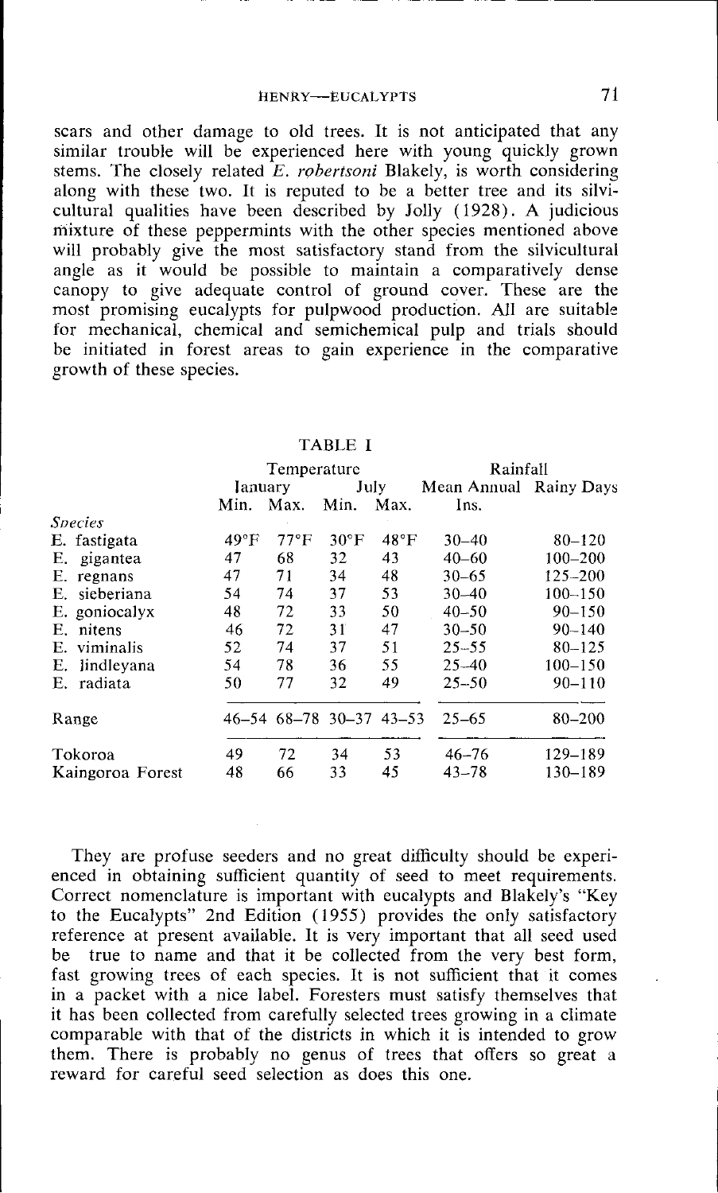scars and other damage to old trees. It is not anticipated that any similar trouble will be experienced here with young quickly grown stems. The closely related *E. robertsoni* Blakely, is worth considering along with these two. It is reputed to be a better tree and its silvicultural qualities have been described by Jolly (1928). A judicious mixture of these peppermints with the other species mentioned above will probably give the most satisfactory stand from the silvicultural angle as it would be possible to maintain a comparatively dense canopy to give adequate control of ground cover. These are the most promising eucalypts for pulpwood production. All are suitable for mechanical, chemical and semichemical pulp and trials should be initiated in forest areas to gain experience in the comparative growth of these species.

TABLE I

| | Temperature | | | | Rainfall | |
|---|---|---|---|---|---|---|
| | January | | July | | Mean Annual | Rainy Days |
| *Species* | Min. | Max. | Min. | Max. | Ins. | |
| E. fastigata | 49°F | 77°F | 30°F | 48°F | 30–40 | 80–120 |
| E. gigantea | 47 | 68 | 32 | 43 | 40–60 | 100–200 |
| E. regnans | 47 | 71 | 34 | 48 | 30–65 | 125–200 |
| E. sieberiana | 54 | 74 | 37 | 53 | 30–40 | 100–150 |
| E. goniocalyx | 48 | 72 | 33 | 50 | 40–50 | 90–150 |
| E. nitens | 46 | 72 | 31 | 47 | 30–50 | 90–140 |
| E. viminalis | 52 | 74 | 37 | 51 | 25–55 | 80–125 |
| E. lindleyana | 54 | 78 | 36 | 55 | 25–40 | 100–150 |
| E. radiata | 50 | 77 | 32 | 49 | 25–50 | 90–110 |
| Range | 46–54 | 68–78 | 30–37 | 43–53 | 25–65 | 80–200 |
| Tokoroa | 49 | 72 | 34 | 53 | 46–76 | 129–189 |
| Kaingaroa Forest | 48 | 66 | 33 | 45 | 43–78 | 130–189 |

They are profuse seeders and no great difficulty should be experienced in obtaining sufficient quantity of seed to meet requirements. Correct nomenclature is important with eucalypts and Blakely's "Key to the Eucalypts" 2nd Edition (1955) provides the only satisfactory reference at present available. It is very important that all seed used be true to name and that it be collected from the very best form, fast growing trees of each species. It is not sufficient that it comes in a packet with a nice label. Foresters must satisfy themselves that it has been collected from carefully selected trees growing in a climate comparable with that of the districts in which it is intended to grow them. There is probably no genus of trees that offers so great a reward for careful seed selection as does this one.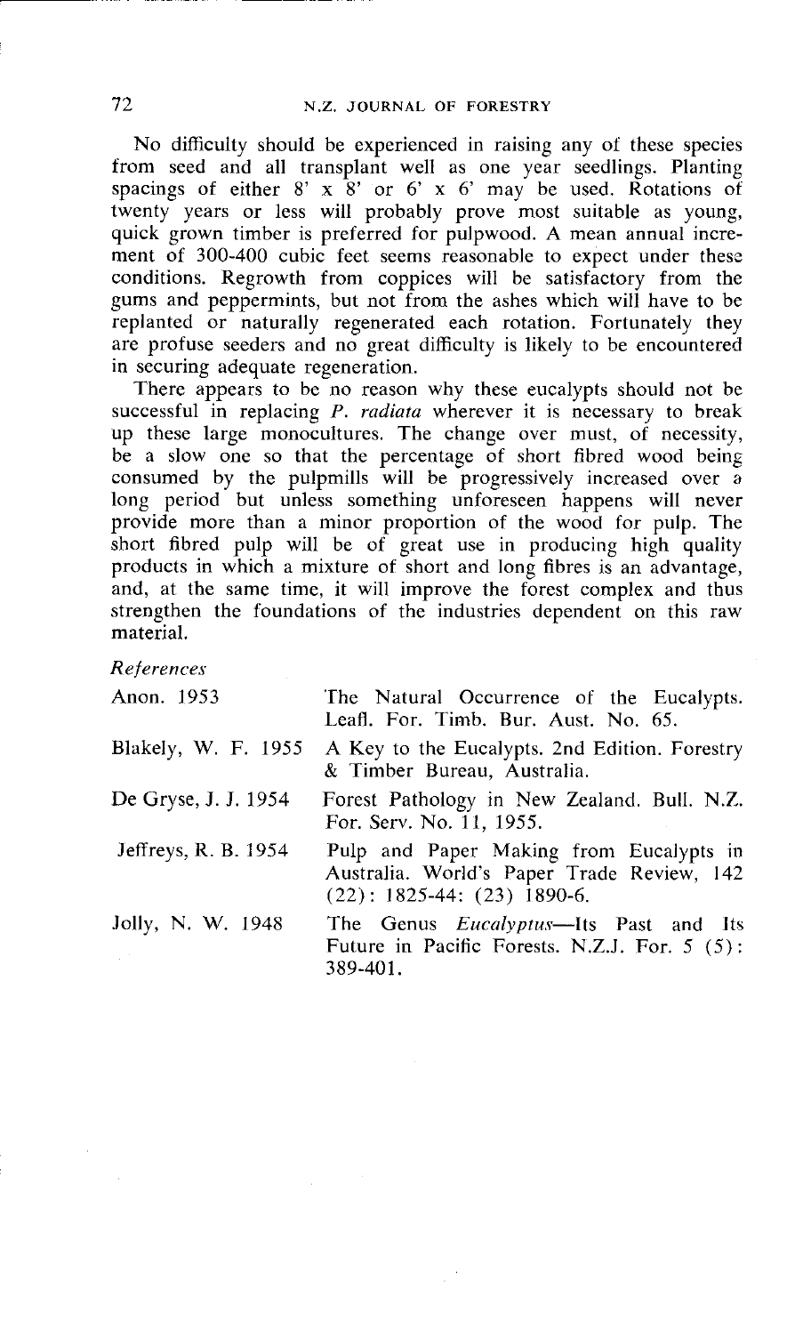No difficulty should be experienced in raising any of these species from seed and all transplant well as one year seedlings. Planting spacings of either 8' x 8' or 6' x 6' may be used. Rotations of twenty years or less will probably prove most suitable as young, quick grown timber is preferred for pulpwood. A mean annual increment of 300-400 cubic feet seems reasonable to expect under these conditions. Regrowth from coppices will be satisfactory from the gums and peppermints, but not from the ashes which will have to be replanted or naturally regenerated each rotation. Fortunately they are profuse seeders and no great difficulty is likely to be encountered in securing adequate regeneration.

There appears to be no reason why these eucalypts should not be successful in replacing *P. radiata* wherever it is necessary to break up these large monocultures. The change over must, of necessity, be a slow one so that the percentage of short fibred wood being consumed by the pulpmills will be progressively increased over a long period but unless something unforeseen happens will never provide more than a minor proportion of the wood for pulp. The short fibred pulp will be of great use in producing high quality products in which a mixture of short and long fibres is an advantage, and, at the same time, it will improve the forest complex and thus strengthen the foundations of the industries dependent on this raw material.

*References*

| | |
|---|---|
| Anon. 1953 | The Natural Occurrence of the Eucalypts. Leafl. For. Timb. Bur. Aust. No. 65. |
| Blakely, W. F. 1955 | A Key to the Eucalypts. 2nd Edition. Forestry & Timber Bureau, Australia. |
| De Gryse, J. J. 1954 | Forest Pathology in New Zealand. Bull. N.Z. For. Serv. No. 11, 1955. |
| Jeffreys, R. B. 1954 | Pulp and Paper Making from Eucalypts in Australia. World's Paper Trade Review, 142 (22): 1825-44: (23) 1890-6. |
| Jolly, N. W. 1948 | The Genus *Eucalyptus*—Its Past and Its Future in Pacific Forests. N.Z.J. For. 5 (5): 389-401. |